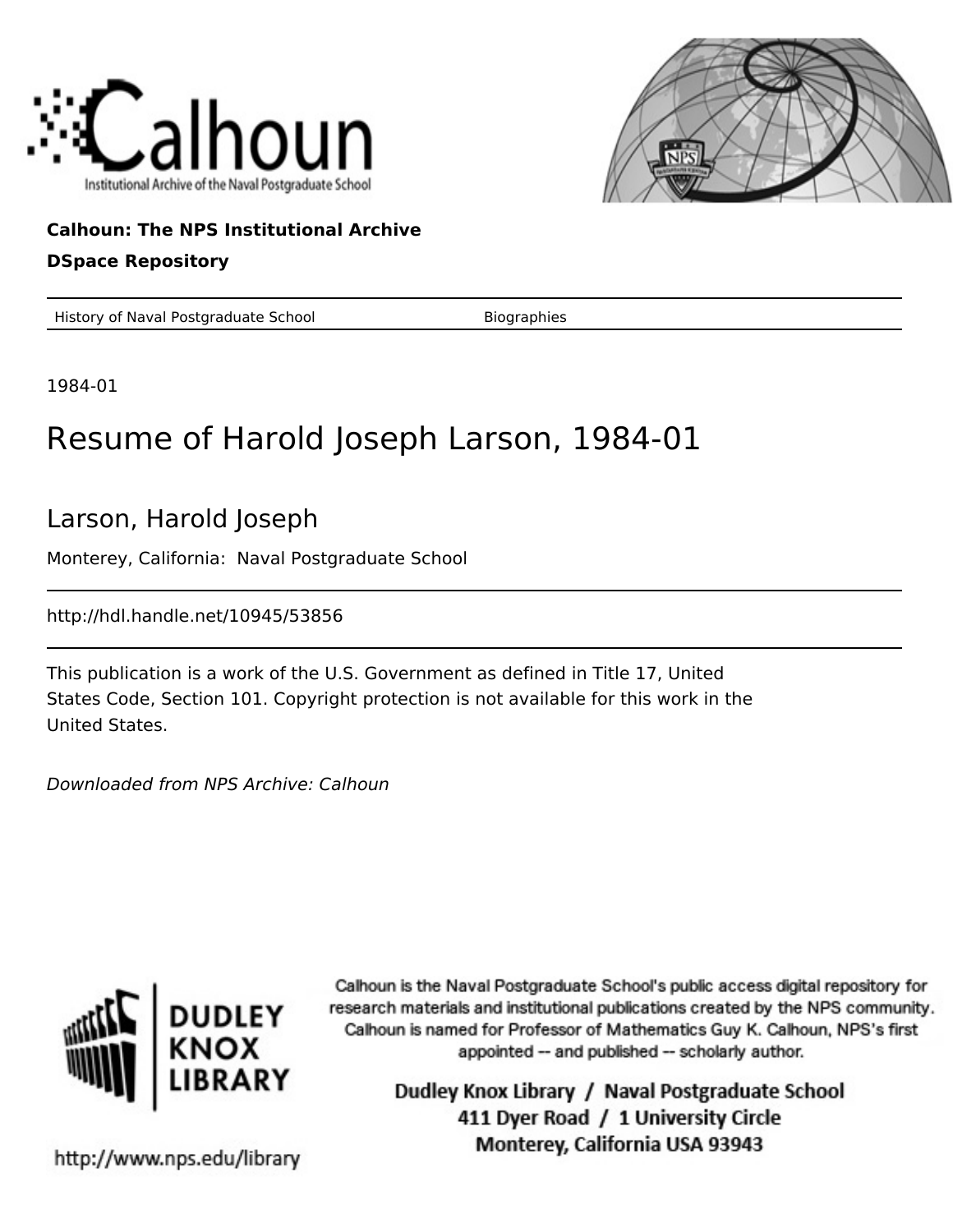Calhoun

Institutional Archive of the Naval Postgraduate School

**Calhoun: The NPS Institutional Archive**

**DSpace Repository**

History of Naval Postgraduate School | Biographies

1984-01

# Resume of Harold Joseph Larson, 1984-01

## Larson, Harold Joseph

Monterey, California: Naval Postgraduate School

http://hdl.handle.net/10945/53856

This publication is a work of the U.S. Government as defined in Title 17, United States Code, Section 101. Copyright protection is not available for this work in the United States.

*Downloaded from NPS Archive: Calhoun*

DUDLEY KNOX LIBRARY

Calhoun is the Naval Postgraduate School's public access digital repository for research materials and institutional publications created by the NPS community. Calhoun is named for Professor of Mathematics Guy K. Calhoun, NPS's first appointed -- and published -- scholarly author.

Dudley Knox Library / Naval Postgraduate School
411 Dyer Road / 1 University Circle
Monterey, California USA 93943

http://www.nps.edu/library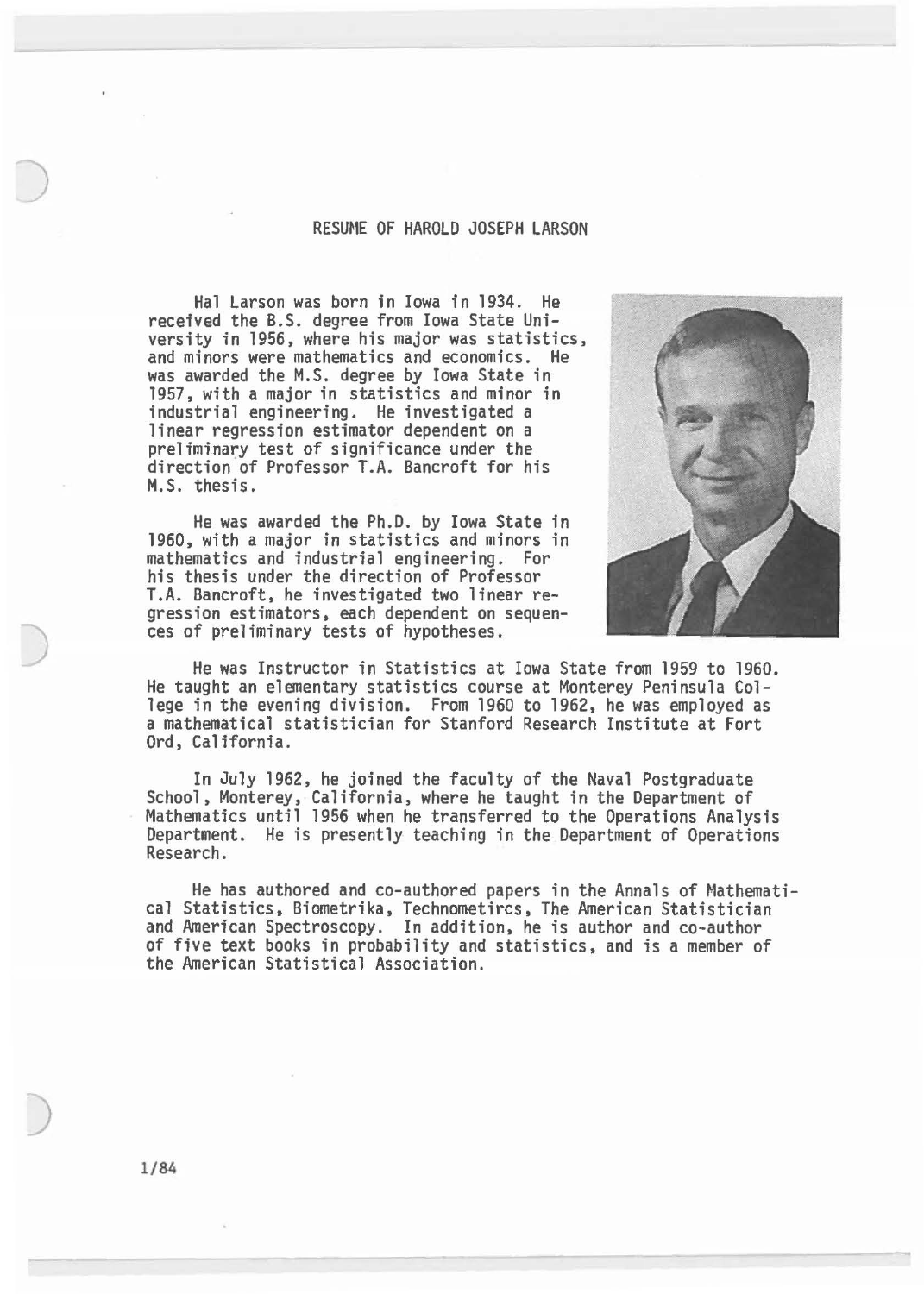# RESUME OF HAROLD JOSEPH LARSON

Hal Larson was born in Iowa in 1934. He received the B.S. degree from Iowa State University in 1956, where his major was statistics, and minors were mathematics and economics. He was awarded the M.S. degree by Iowa State in 1957, with a major in statistics and minor in industrial engineering. He investigated a linear regression estimator dependent on a preliminary test of significance under the direction of Professor T.A. Bancroft for his M.S. thesis.

He was awarded the Ph.D. by Iowa State in 1960, with a major in statistics and minors in mathematics and industrial engineering. For his thesis under the direction of Professor T.A. Bancroft, he investigated two linear regression estimators, each dependent on sequences of preliminary tests of hypotheses.

He was Instructor in Statistics at Iowa State from 1959 to 1960. He taught an elementary statistics course at Monterey Peninsula College in the evening division. From 1960 to 1962, he was employed as a mathematical statistician for Stanford Research Institute at Fort Ord, California.

In July 1962, he joined the faculty of the Naval Postgraduate School, Monterey, California, where he taught in the Department of Mathematics until 1956 when he transferred to the Operations Analysis Department. He is presently teaching in the Department of Operations Research.

He has authored and co-authored papers in the Annals of Mathematical Statistics, Biometrika, Technometircs, The American Statistician and American Spectroscopy. In addition, he is author and co-author of five text books in probability and statistics, and is a member of the American Statistical Association.

1/84